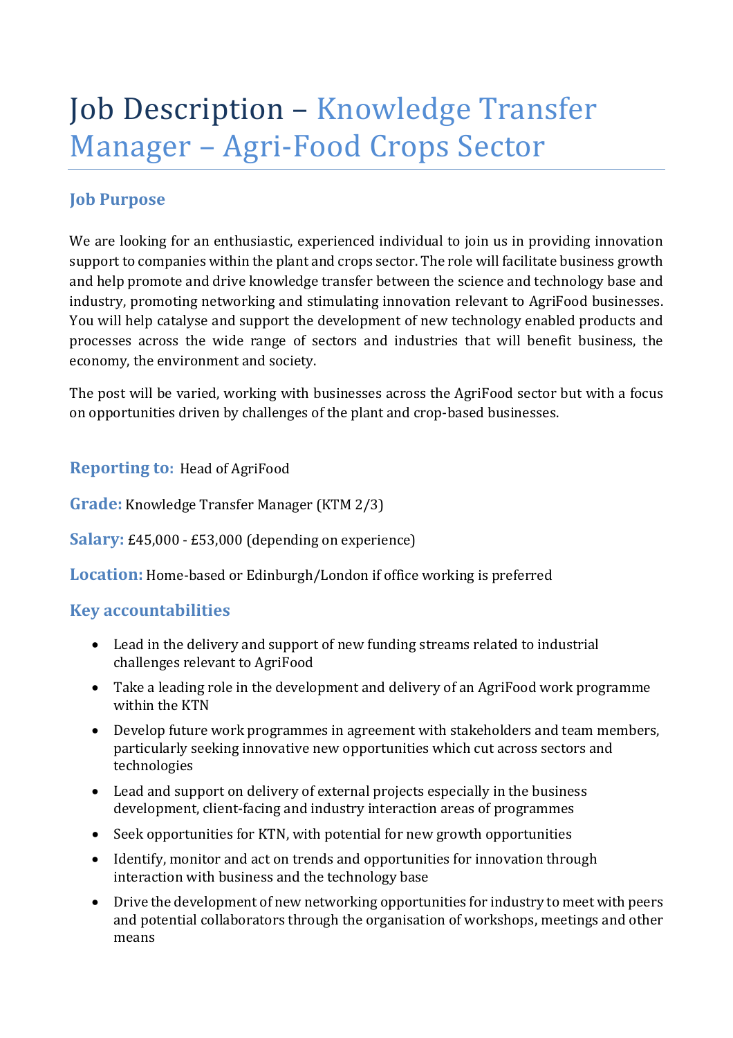# Job Description – Knowledge Transfer Manager – Agri-Food Crops Sector

## Job Purpose

We are looking for an enthusiastic, experienced individual to join us in providing innovation support to companies within the plant and crops sector. The role will facilitate business growth and help promote and drive knowledge transfer between the science and technology base and industry, promoting networking and stimulating innovation relevant to AgriFood businesses. You will help catalyse and support the development of new technology enabled products and processes across the wide range of sectors and industries that will benefit business, the economy, the environment and society.

The post will be varied, working with businesses across the AgriFood sector but with a focus on opportunities driven by challenges of the plant and crop-based businesses.

**Reporting to:** Head of AgriFood

**Grade:** Knowledge Transfer Manager (KTM 2/3)

**Salary:** £45,000 - £53,000 (depending on experience)

**Location:** Home-based or Edinburgh/London if office working is preferred

## Key accountabilities

- Lead in the delivery and support of new funding streams related to industrial challenges relevant to AgriFood
- Take a leading role in the development and delivery of an AgriFood work programme within the KTN
- Develop future work programmes in agreement with stakeholders and team members, particularly seeking innovative new opportunities which cut across sectors and technologies
- Lead and support on delivery of external projects especially in the business development, client-facing and industry interaction areas of programmes
- Seek opportunities for KTN, with potential for new growth opportunities
- Identify, monitor and act on trends and opportunities for innovation through interaction with business and the technology base
- Drive the development of new networking opportunities for industry to meet with peers and potential collaborators through the organisation of workshops, meetings and other means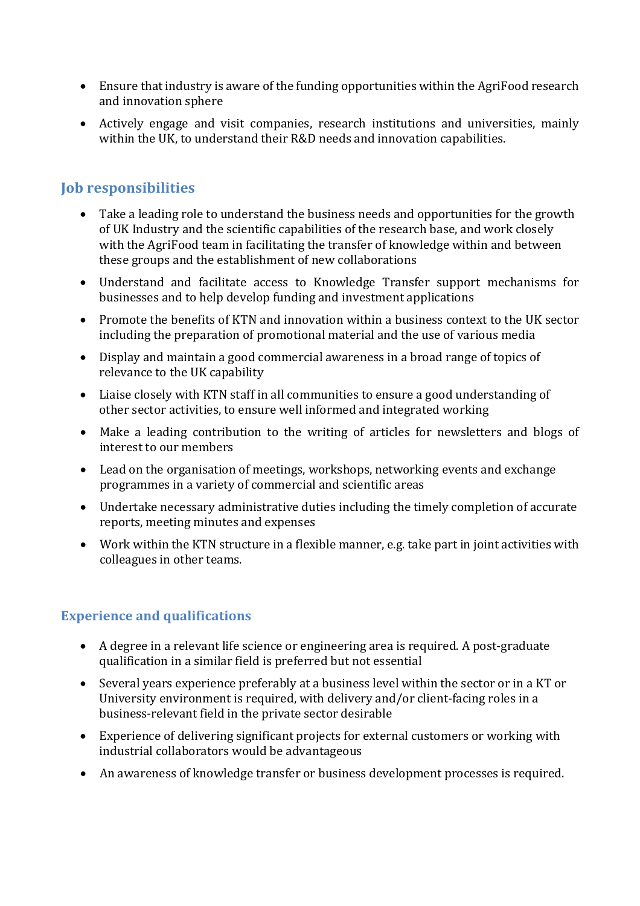- Ensure that industry is aware of the funding opportunities within the AgriFood research and innovation sphere
- Actively engage and visit companies, research institutions and universities, mainly within the UK, to understand their R&D needs and innovation capabilities.

## Job responsibilities

- Take a leading role to understand the business needs and opportunities for the growth of UK Industry and the scientific capabilities of the research base, and work closely with the AgriFood team in facilitating the transfer of knowledge within and between these groups and the establishment of new collaborations
- Understand and facilitate access to Knowledge Transfer support mechanisms for businesses and to help develop funding and investment applications
- Promote the benefits of KTN and innovation within a business context to the UK sector including the preparation of promotional material and the use of various media
- Display and maintain a good commercial awareness in a broad range of topics of relevance to the UK capability
- Liaise closely with KTN staff in all communities to ensure a good understanding of other sector activities, to ensure well informed and integrated working
- Make a leading contribution to the writing of articles for newsletters and blogs of interest to our members
- Lead on the organisation of meetings, workshops, networking events and exchange programmes in a variety of commercial and scientific areas
- Undertake necessary administrative duties including the timely completion of accurate reports, meeting minutes and expenses
- Work within the KTN structure in a flexible manner, e.g. take part in joint activities with colleagues in other teams.

## Experience and qualifications

- A degree in a relevant life science or engineering area is required. A post-graduate qualification in a similar field is preferred but not essential
- Several years experience preferably at a business level within the sector or in a KT or University environment is required, with delivery and/or client-facing roles in a business-relevant field in the private sector desirable
- Experience of delivering significant projects for external customers or working with industrial collaborators would be advantageous
- An awareness of knowledge transfer or business development processes is required.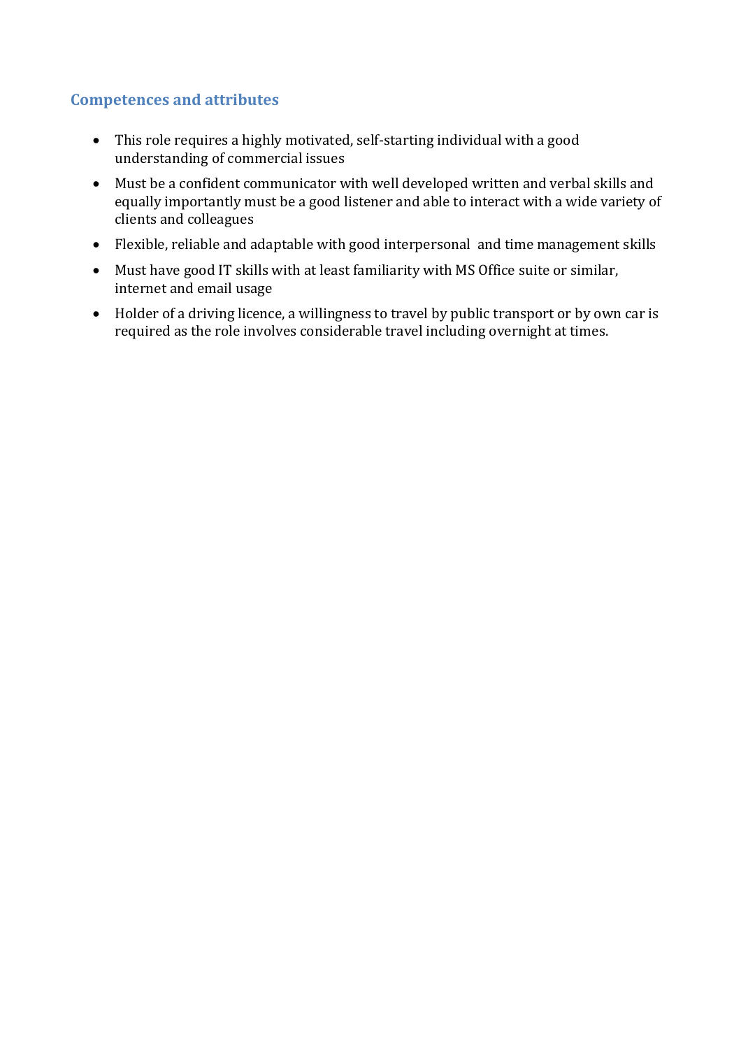## Competences and attributes

- This role requires a highly motivated, self-starting individual with a good understanding of commercial issues
- Must be a confident communicator with well developed written and verbal skills and equally importantly must be a good listener and able to interact with a wide variety of clients and colleagues
- Flexible, reliable and adaptable with good interpersonal and time management skills
- Must have good IT skills with at least familiarity with MS Office suite or similar, internet and email usage
- Holder of a driving licence, a willingness to travel by public transport or by own car is required as the role involves considerable travel including overnight at times.